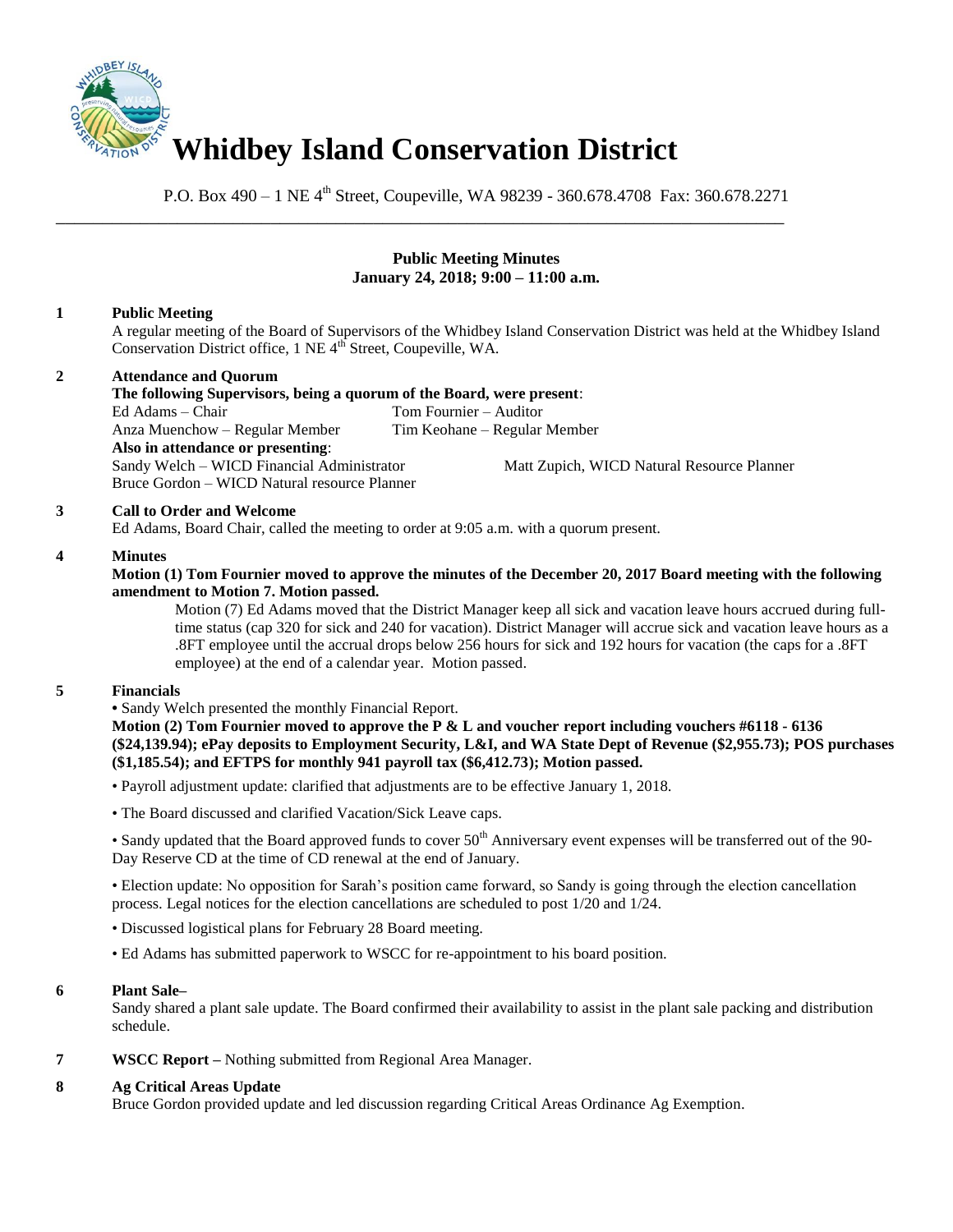# Whidbey Island Conservation District

P.O. Box 490 – 1 NE 4th Street, Coupeville, WA 98239 - 360.678.4708 Fax: 360.678.2271

---

**Public Meeting Minutes**
**January 24, 2018; 9:00 – 11:00 a.m.**

**1 Public Meeting**

A regular meeting of the Board of Supervisors of the Whidbey Island Conservation District was held at the Whidbey Island Conservation District office, 1 NE 4th Street, Coupeville, WA.

**2 Attendance and Quorum**

**The following Supervisors, being a quorum of the Board, were present**:

Ed Adams – Chair
Tom Fournier – Auditor
Anza Muenchow – Regular Member
Tim Keohane – Regular Member

**Also in attendance or presenting**:

Sandy Welch – WICD Financial Administrator
Matt Zupich, WICD Natural Resource Planner
Bruce Gordon – WICD Natural resource Planner

**3 Call to Order and Welcome**

Ed Adams, Board Chair, called the meeting to order at 9:05 a.m. with a quorum present.

**4 Minutes**

**Motion (1) Tom Fournier moved to approve the minutes of the December 20, 2017 Board meeting with the following amendment to Motion 7. Motion passed.**

Motion (7) Ed Adams moved that the District Manager keep all sick and vacation leave hours accrued during full-time status (cap 320 for sick and 240 for vacation). District Manager will accrue sick and vacation leave hours as a .8FT employee until the accrual drops below 256 hours for sick and 192 hours for vacation (the caps for a .8FT employee) at the end of a calendar year. Motion passed.

**5 Financials**

• Sandy Welch presented the monthly Financial Report.

**Motion (2) Tom Fournier moved to approve the P & L and voucher report including vouchers #6118 - 6136 ($24,139.94); ePay deposits to Employment Security, L&I, and WA State Dept of Revenue ($2,955.73); POS purchases ($1,185.54); and EFTPS for monthly 941 payroll tax ($6,412.73); Motion passed.**

• Payroll adjustment update: clarified that adjustments are to be effective January 1, 2018.

• The Board discussed and clarified Vacation/Sick Leave caps.

• Sandy updated that the Board approved funds to cover 50th Anniversary event expenses will be transferred out of the 90-Day Reserve CD at the time of CD renewal at the end of January.

• Election update: No opposition for Sarah's position came forward, so Sandy is going through the election cancellation process. Legal notices for the election cancellations are scheduled to post 1/20 and 1/24.

• Discussed logistical plans for February 28 Board meeting.

• Ed Adams has submitted paperwork to WSCC for re-appointment to his board position.

**6 Plant Sale–**

Sandy shared a plant sale update. The Board confirmed their availability to assist in the plant sale packing and distribution schedule.

**7 WSCC Report –** Nothing submitted from Regional Area Manager.

**8 Ag Critical Areas Update**

Bruce Gordon provided update and led discussion regarding Critical Areas Ordinance Ag Exemption.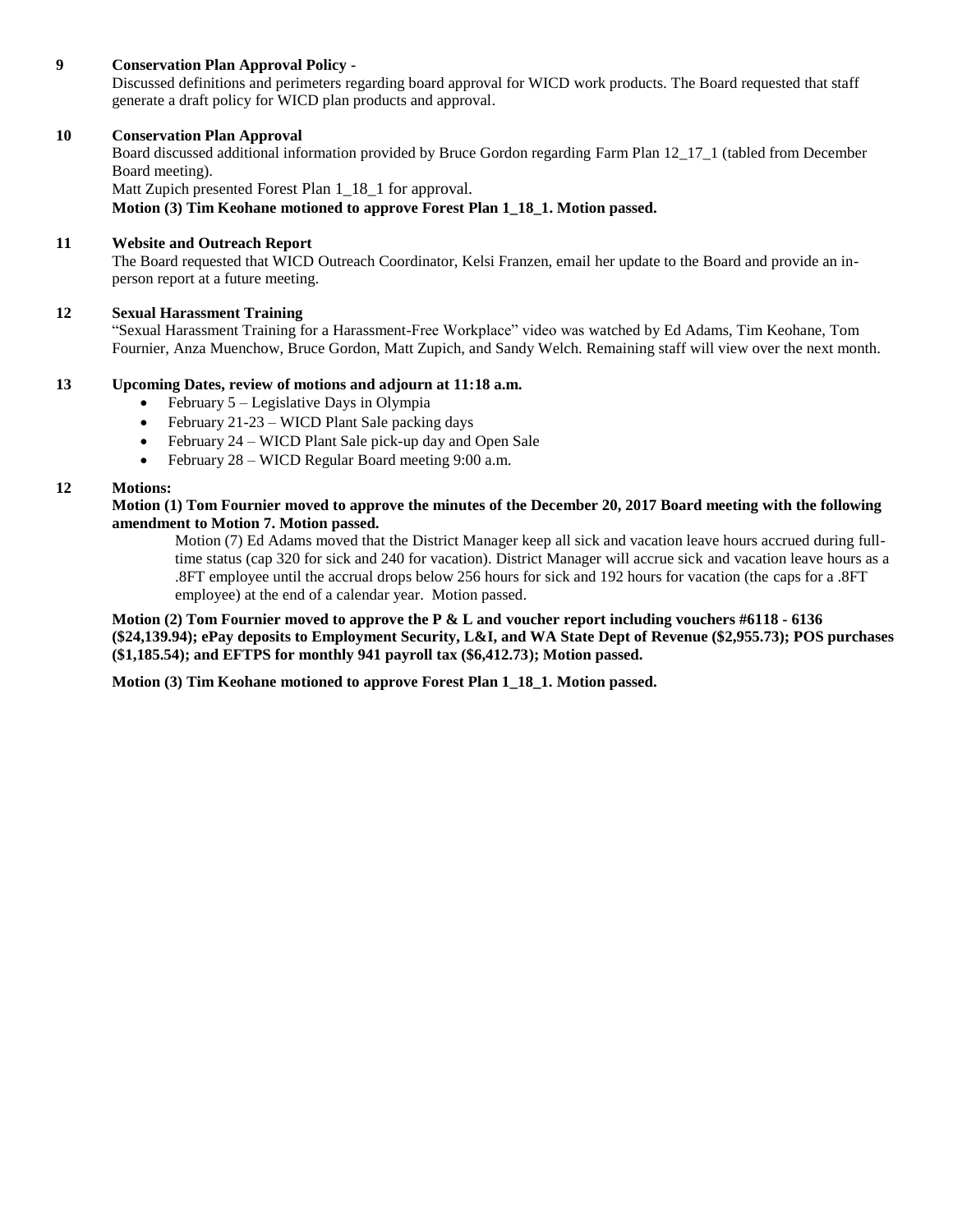**9 Conservation Plan Approval Policy -**

Discussed definitions and perimeters regarding board approval for WICD work products. The Board requested that staff generate a draft policy for WICD plan products and approval.

**10 Conservation Plan Approval**

Board discussed additional information provided by Bruce Gordon regarding Farm Plan 12_17_1 (tabled from December Board meeting).

Matt Zupich presented Forest Plan 1_18_1 for approval.

**Motion (3) Tim Keohane motioned to approve Forest Plan 1_18_1. Motion passed.**

**11 Website and Outreach Report**

The Board requested that WICD Outreach Coordinator, Kelsi Franzen, email her update to the Board and provide an in-person report at a future meeting.

**12 Sexual Harassment Training**

"Sexual Harassment Training for a Harassment-Free Workplace" video was watched by Ed Adams, Tim Keohane, Tom Fournier, Anza Muenchow, Bruce Gordon, Matt Zupich, and Sandy Welch. Remaining staff will view over the next month.

**13 Upcoming Dates, review of motions and adjourn at 11:18 a.m.**

- February 5 – Legislative Days in Olympia
- February 21-23 – WICD Plant Sale packing days
- February 24 – WICD Plant Sale pick-up day and Open Sale
- February 28 – WICD Regular Board meeting 9:00 a.m.

**12 Motions:**

**Motion (1) Tom Fournier moved to approve the minutes of the December 20, 2017 Board meeting with the following amendment to Motion 7. Motion passed.**

> Motion (7) Ed Adams moved that the District Manager keep all sick and vacation leave hours accrued during full-time status (cap 320 for sick and 240 for vacation). District Manager will accrue sick and vacation leave hours as a .8FT employee until the accrual drops below 256 hours for sick and 192 hours for vacation (the caps for a .8FT employee) at the end of a calendar year. Motion passed.

**Motion (2) Tom Fournier moved to approve the P & L and voucher report including vouchers #6118 - 6136 ($24,139.94); ePay deposits to Employment Security, L&I, and WA State Dept of Revenue ($2,955.73); POS purchases ($1,185.54); and EFTPS for monthly 941 payroll tax ($6,412.73); Motion passed.**

**Motion (3) Tim Keohane motioned to approve Forest Plan 1_18_1. Motion passed.**